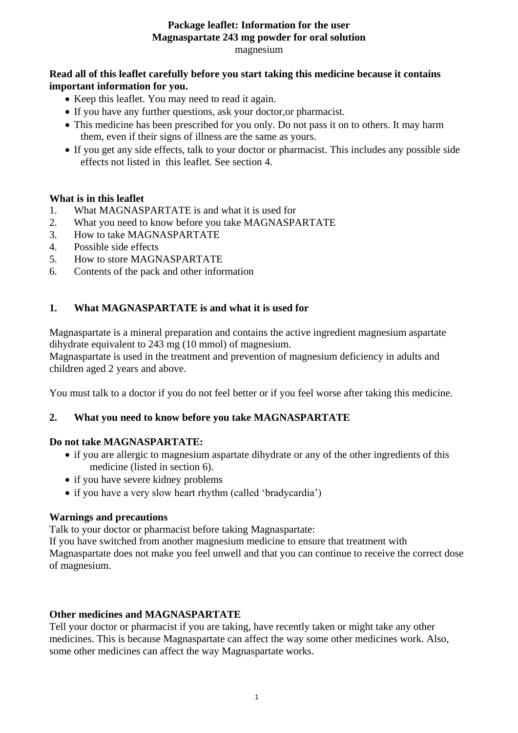**Package leaflet: Information for the user**
**Magnaspartate 243 mg powder for oral solution**
magnesium

**Read all of this leaflet carefully before you start taking this medicine because it contains important information for you.**

- Keep this leaflet. You may need to read it again.
- If you have any further questions, ask your doctor,or pharmacist.
- This medicine has been prescribed for you only. Do not pass it on to others. It may harm them, even if their signs of illness are the same as yours.
- If you get any side effects, talk to your doctor or pharmacist. This includes any possible side effects not listed in this leaflet. See section 4.

**What is in this leaflet**

1. What MAGNASPARTATE is and what it is used for
2. What you need to know before you take MAGNASPARTATE
3. How to take MAGNASPARTATE
4. Possible side effects
5. How to store MAGNASPARTATE
6. Contents of the pack and other information

## 1. What MAGNASPARTATE is and what it is used for

Magnaspartate is a mineral preparation and contains the active ingredient magnesium aspartate dihydrate equivalent to 243 mg (10 mmol) of magnesium.
Magnaspartate is used in the treatment and prevention of magnesium deficiency in adults and children aged 2 years and above.

You must talk to a doctor if you do not feel better or if you feel worse after taking this medicine.

## 2. What you need to know before you take MAGNASPARTATE

**Do not take MAGNASPARTATE:**

- if you are allergic to magnesium aspartate dihydrate or any of the other ingredients of this medicine (listed in section 6).
- if you have severe kidney problems
- if you have a very slow heart rhythm (called 'bradycardia')

**Warnings and precautions**
Talk to your doctor or pharmacist before taking Magnaspartate:
If you have switched from another magnesium medicine to ensure that treatment with Magnaspartate does not make you feel unwell and that you can continue to receive the correct dose of magnesium.

**Other medicines and MAGNASPARTATE**
Tell your doctor or pharmacist if you are taking, have recently taken or might take any other medicines. This is because Magnaspartate can affect the way some other medicines work. Also, some other medicines can affect the way Magnaspartate works.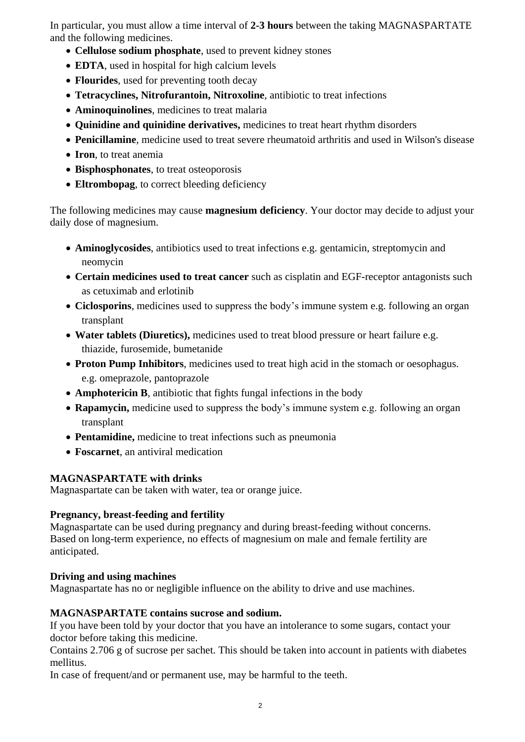In particular, you must allow a time interval of **2-3 hours** between the taking MAGNASPARTATE and the following medicines.

- **Cellulose sodium phosphate**, used to prevent kidney stones
- **EDTA**, used in hospital for high calcium levels
- **Flourides**, used for preventing tooth decay
- **Tetracyclines, Nitrofurantoin, Nitroxoline**, antibiotic to treat infections
- **Aminoquinolines**, medicines to treat malaria
- **Quinidine and quinidine derivatives,** medicines to treat heart rhythm disorders
- **Penicillamine**, medicine used to treat severe rheumatoid arthritis and used in Wilson's disease
- **Iron**, to treat anemia
- **Bisphosphonates**, to treat osteoporosis
- **Eltrombopag**, to correct bleeding deficiency

The following medicines may cause **magnesium deficiency**. Your doctor may decide to adjust your daily dose of magnesium.

- **Aminoglycosides**, antibiotics used to treat infections e.g. gentamicin, streptomycin and neomycin
- **Certain medicines used to treat cancer** such as cisplatin and EGF-receptor antagonists such as cetuximab and erlotinib
- **Ciclosporins**, medicines used to suppress the body's immune system e.g. following an organ transplant
- **Water tablets (Diuretics),** medicines used to treat blood pressure or heart failure e.g. thiazide, furosemide, bumetanide
- **Proton Pump Inhibitors**, medicines used to treat high acid in the stomach or oesophagus. e.g. omeprazole, pantoprazole
- **Amphotericin B**, antibiotic that fights fungal infections in the body
- **Rapamycin,** medicine used to suppress the body's immune system e.g. following an organ transplant
- **Pentamidine,** medicine to treat infections such as pneumonia
- **Foscarnet**, an antiviral medication

**MAGNASPARTATE with drinks**

Magnaspartate can be taken with water, tea or orange juice.

**Pregnancy, breast-feeding and fertility**

Magnaspartate can be used during pregnancy and during breast-feeding without concerns. Based on long-term experience, no effects of magnesium on male and female fertility are anticipated.

**Driving and using machines**

Magnaspartate has no or negligible influence on the ability to drive and use machines.

**MAGNASPARTATE contains sucrose and sodium.**

If you have been told by your doctor that you have an intolerance to some sugars, contact your doctor before taking this medicine.

Contains 2.706 g of sucrose per sachet. This should be taken into account in patients with diabetes mellitus.

In case of frequent/and or permanent use, may be harmful to the teeth.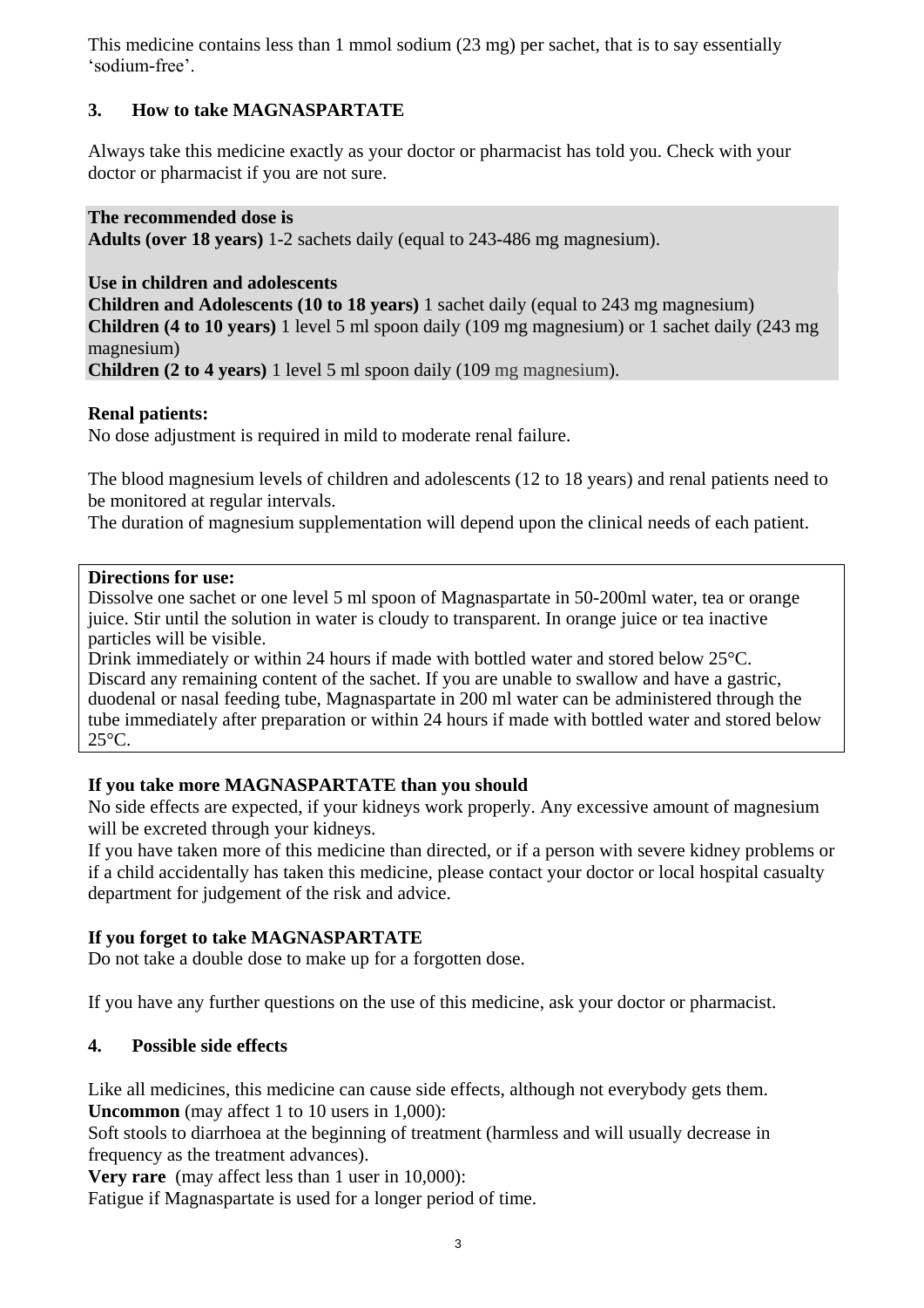This medicine contains less than 1 mmol sodium (23 mg) per sachet, that is to say essentially 'sodium-free'.

## 3. How to take MAGNASPARTATE

Always take this medicine exactly as your doctor or pharmacist has told you. Check with your doctor or pharmacist if you are not sure.

**The recommended dose is**
**Adults (over 18 years)** 1-2 sachets daily (equal to 243-486 mg magnesium).

**Use in children and adolescents**
**Children and Adolescents (10 to 18 years)** 1 sachet daily (equal to 243 mg magnesium)
**Children (4 to 10 years)** 1 level 5 ml spoon daily (109 mg magnesium) or 1 sachet daily (243 mg magnesium)
**Children (2 to 4 years)** 1 level 5 ml spoon daily (109 mg magnesium).

**Renal patients:**
No dose adjustment is required in mild to moderate renal failure.

The blood magnesium levels of children and adolescents (12 to 18 years) and renal patients need to be monitored at regular intervals.
The duration of magnesium supplementation will depend upon the clinical needs of each patient.

**Directions for use:**
Dissolve one sachet or one level 5 ml spoon of Magnaspartate in 50-200ml water, tea or orange juice. Stir until the solution in water is cloudy to transparent. In orange juice or tea inactive particles will be visible.
Drink immediately or within 24 hours if made with bottled water and stored below 25°C.
Discard any remaining content of the sachet. If you are unable to swallow and have a gastric, duodenal or nasal feeding tube, Magnaspartate in 200 ml water can be administered through the tube immediately after preparation or within 24 hours if made with bottled water and stored below 25°C.

**If you take more MAGNASPARTATE than you should**
No side effects are expected, if your kidneys work properly. Any excessive amount of magnesium will be excreted through your kidneys.
If you have taken more of this medicine than directed, or if a person with severe kidney problems or if a child accidentally has taken this medicine, please contact your doctor or local hospital casualty department for judgement of the risk and advice.

**If you forget to take MAGNASPARTATE**
Do not take a double dose to make up for a forgotten dose.

If you have any further questions on the use of this medicine, ask your doctor or pharmacist.

## 4. Possible side effects

Like all medicines, this medicine can cause side effects, although not everybody gets them.
**Uncommon** (may affect 1 to 10 users in 1,000):
Soft stools to diarrhoea at the beginning of treatment (harmless and will usually decrease in frequency as the treatment advances).
**Very rare** (may affect less than 1 user in 10,000):
Fatigue if Magnaspartate is used for a longer period of time.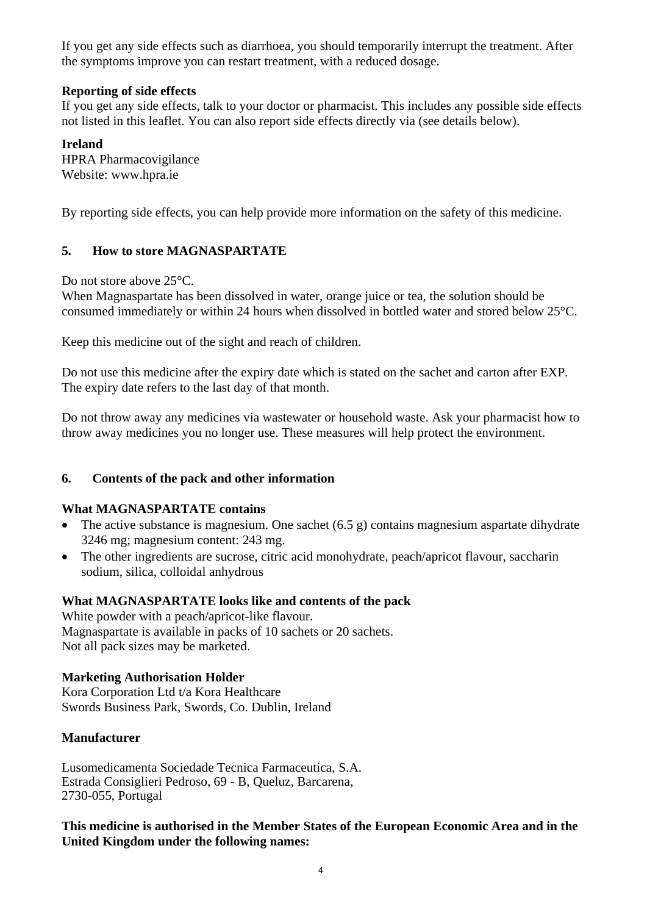If you get any side effects such as diarrhoea, you should temporarily interrupt the treatment. After the symptoms improve you can restart treatment, with a reduced dosage.

**Reporting of side effects**

If you get any side effects, talk to your doctor or pharmacist. This includes any possible side effects not listed in this leaflet. You can also report side effects directly via (see details below).

**Ireland**

HPRA Pharmacovigilance
Website: www.hpra.ie

By reporting side effects, you can help provide more information on the safety of this medicine.

## 5. How to store MAGNASPARTATE

Do not store above 25°C.
When Magnaspartate has been dissolved in water, orange juice or tea, the solution should be consumed immediately or within 24 hours when dissolved in bottled water and stored below 25°C.

Keep this medicine out of the sight and reach of children.

Do not use this medicine after the expiry date which is stated on the sachet and carton after EXP. The expiry date refers to the last day of that month.

Do not throw away any medicines via wastewater or household waste. Ask your pharmacist how to throw away medicines you no longer use. These measures will help protect the environment.

## 6. Contents of the pack and other information

**What MAGNASPARTATE contains**

- The active substance is magnesium. One sachet (6.5 g) contains magnesium aspartate dihydrate 3246 mg; magnesium content: 243 mg.
- The other ingredients are sucrose, citric acid monohydrate, peach/apricot flavour, saccharin sodium, silica, colloidal anhydrous

**What MAGNASPARTATE looks like and contents of the pack**

White powder with a peach/apricot-like flavour.
Magnaspartate is available in packs of 10 sachets or 20 sachets.
Not all pack sizes may be marketed.

**Marketing Authorisation Holder**

Kora Corporation Ltd t/a Kora Healthcare
Swords Business Park, Swords, Co. Dublin, Ireland

**Manufacturer**

Lusomedicamenta Sociedade Tecnica Farmaceutica, S.A.
Estrada Consiglieri Pedroso, 69 - B, Queluz, Barcarena,
2730-055, Portugal

**This medicine is authorised in the Member States of the European Economic Area and in the United Kingdom under the following names:**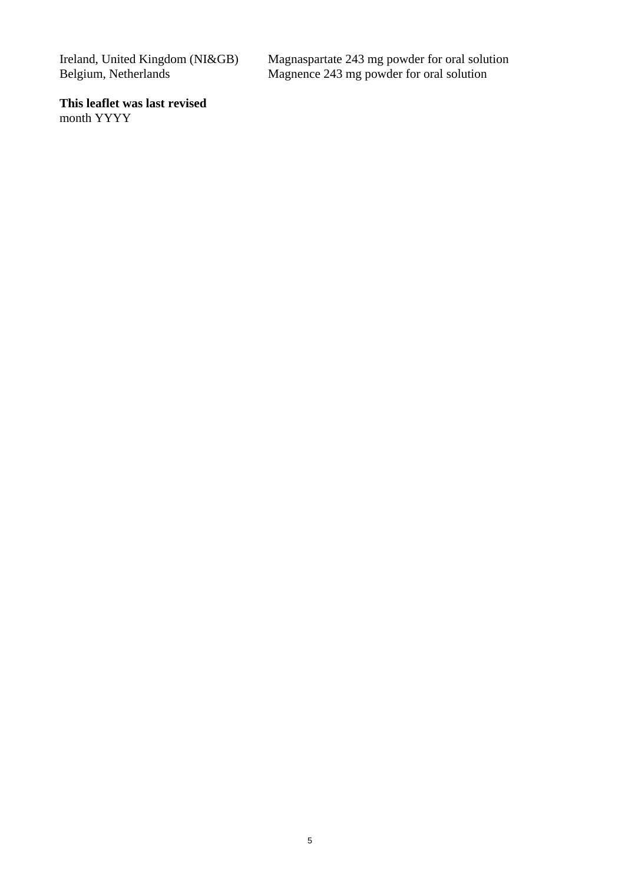| | |
|---|---|
| Ireland, United Kingdom (NI&GB) | Magnaspartate 243 mg powder for oral solution |
| Belgium, Netherlands | Magnence 243 mg powder for oral solution |

**This leaflet was last revised**
month YYYY